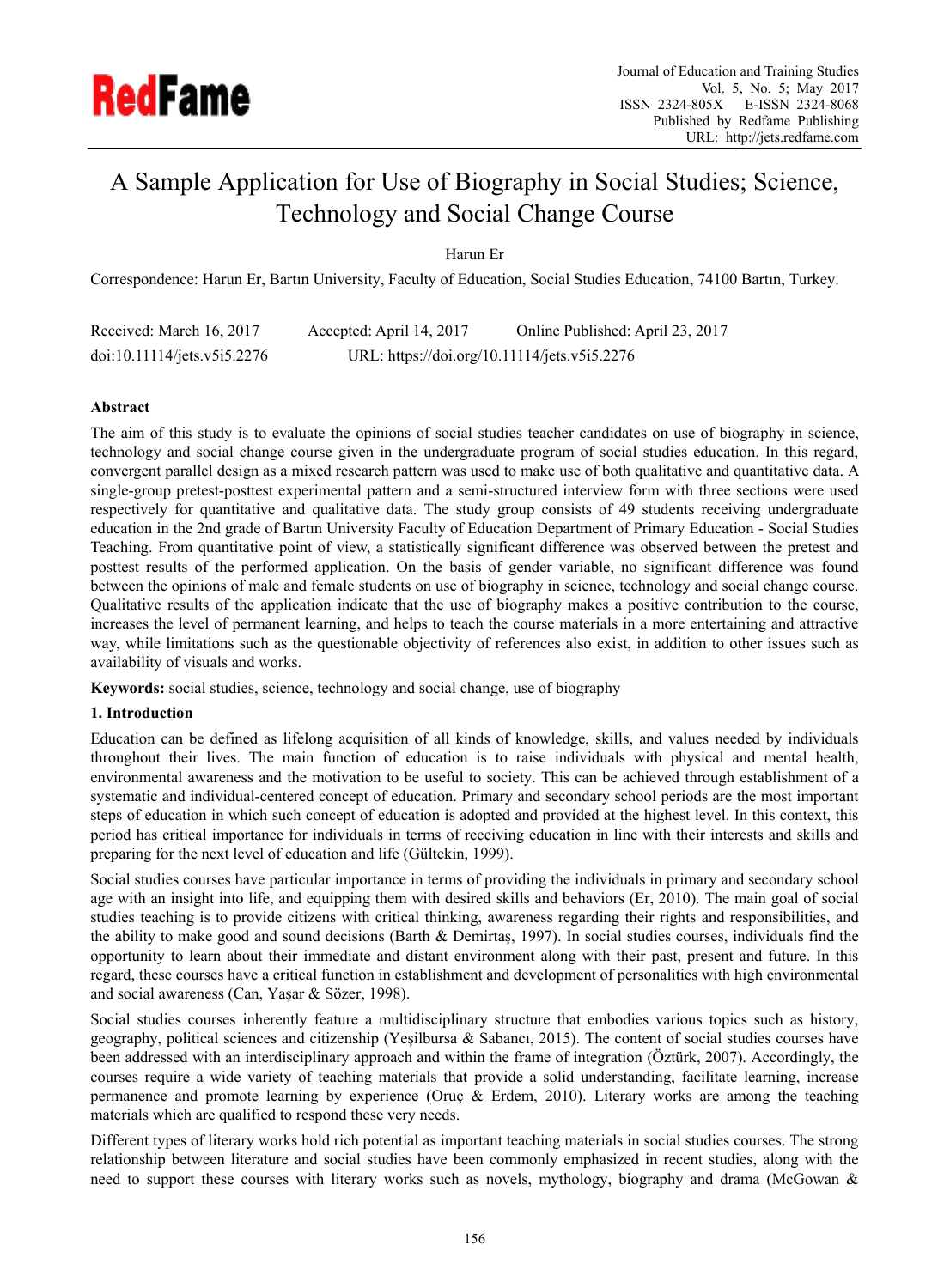# A Sample Application for Use of Biography in Social Studies; Science, Technology and Social Change Course

Harun Er

Correspondence: Harun Er, Bartın University, Faculty of Education, Social Studies Education, 74100 Bartın, Turkey.

Received: March 16, 2017 Accepted: April 14, 2017 Online Published: April 23, 2017

doi:10.11114/jets.v5i5.2276 URL: https://doi.org/10.11114/jets.v5i5.2276

## Abstract

The aim of this study is to evaluate the opinions of social studies teacher candidates on use of biography in science, technology and social change course given in the undergraduate program of social studies education. In this regard, convergent parallel design as a mixed research pattern was used to make use of both qualitative and quantitative data. A single-group pretest-posttest experimental pattern and a semi-structured interview form with three sections were used respectively for quantitative and qualitative data. The study group consists of 49 students receiving undergraduate education in the 2nd grade of Bartın University Faculty of Education Department of Primary Education - Social Studies Teaching. From quantitative point of view, a statistically significant difference was observed between the pretest and posttest results of the performed application. On the basis of gender variable, no significant difference was found between the opinions of male and female students on use of biography in science, technology and social change course. Qualitative results of the application indicate that the use of biography makes a positive contribution to the course, increases the level of permanent learning, and helps to teach the course materials in a more entertaining and attractive way, while limitations such as the questionable objectivity of references also exist, in addition to other issues such as availability of visuals and works.

**Keywords:** social studies, science, technology and social change, use of biography

## 1. Introduction

Education can be defined as lifelong acquisition of all kinds of knowledge, skills, and values needed by individuals throughout their lives. The main function of education is to raise individuals with physical and mental health, environmental awareness and the motivation to be useful to society. This can be achieved through establishment of a systematic and individual-centered concept of education. Primary and secondary school periods are the most important steps of education in which such concept of education is adopted and provided at the highest level. In this context, this period has critical importance for individuals in terms of receiving education in line with their interests and skills and preparing for the next level of education and life (Gültekin, 1999).

Social studies courses have particular importance in terms of providing the individuals in primary and secondary school age with an insight into life, and equipping them with desired skills and behaviors (Er, 2010). The main goal of social studies teaching is to provide citizens with critical thinking, awareness regarding their rights and responsibilities, and the ability to make good and sound decisions (Barth & Demirtaş, 1997). In social studies courses, individuals find the opportunity to learn about their immediate and distant environment along with their past, present and future. In this regard, these courses have a critical function in establishment and development of personalities with high environmental and social awareness (Can, Yaşar & Sözer, 1998).

Social studies courses inherently feature a multidisciplinary structure that embodies various topics such as history, geography, political sciences and citizenship (Yeşilbursa & Sabancı, 2015). The content of social studies courses have been addressed with an interdisciplinary approach and within the frame of integration (Öztürk, 2007). Accordingly, the courses require a wide variety of teaching materials that provide a solid understanding, facilitate learning, increase permanence and promote learning by experience (Oruç & Erdem, 2010). Literary works are among the teaching materials which are qualified to respond these very needs.

Different types of literary works hold rich potential as important teaching materials in social studies courses. The strong relationship between literature and social studies have been commonly emphasized in recent studies, along with the need to support these courses with literary works such as novels, mythology, biography and drama (McGowan &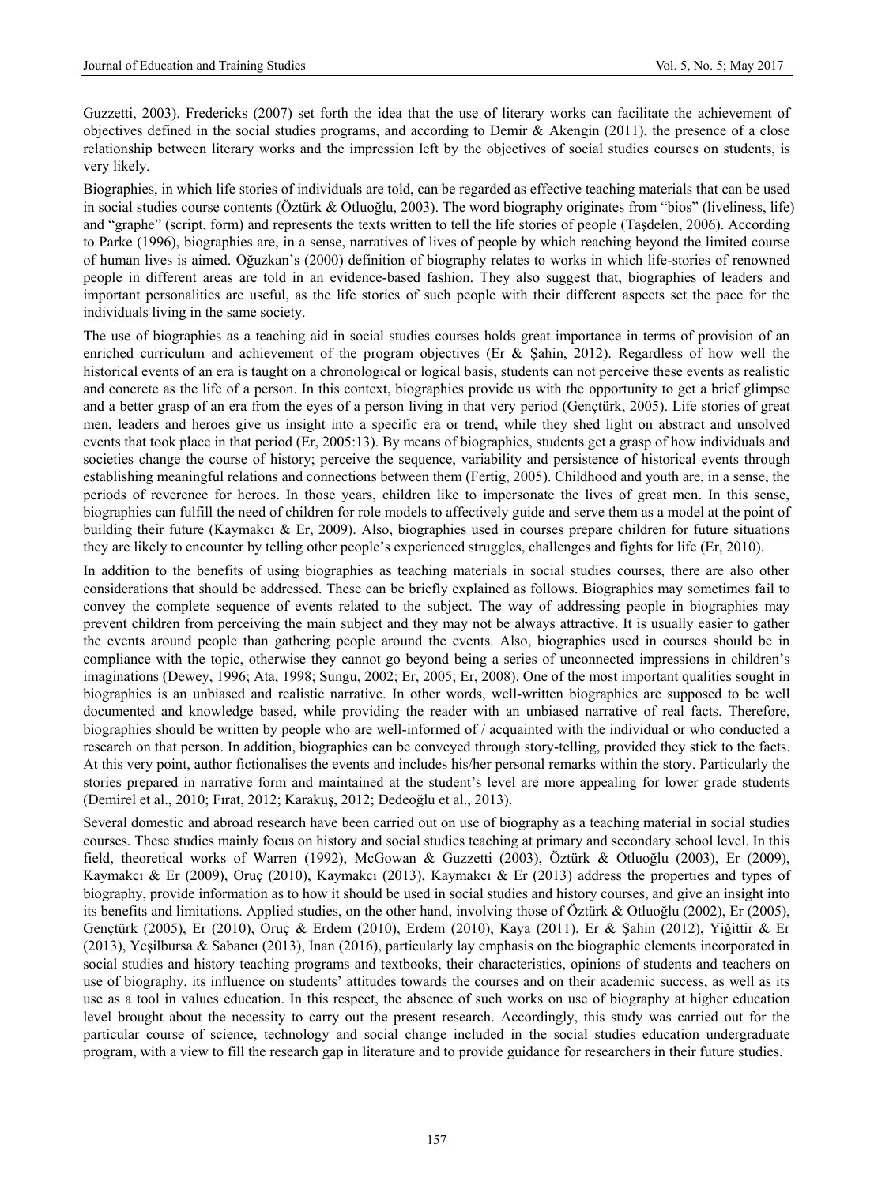Guzzetti, 2003). Fredericks (2007) set forth the idea that the use of literary works can facilitate the achievement of objectives defined in the social studies programs, and according to Demir & Akengin (2011), the presence of a close relationship between literary works and the impression left by the objectives of social studies courses on students, is very likely.

Biographies, in which life stories of individuals are told, can be regarded as effective teaching materials that can be used in social studies course contents (Öztürk & Otluoğlu, 2003). The word biography originates from "bios" (liveliness, life) and "graphe" (script, form) and represents the texts written to tell the life stories of people (Taşdelen, 2006). According to Parke (1996), biographies are, in a sense, narratives of lives of people by which reaching beyond the limited course of human lives is aimed. Oğuzkan's (2000) definition of biography relates to works in which life-stories of renowned people in different areas are told in an evidence-based fashion. They also suggest that, biographies of leaders and important personalities are useful, as the life stories of such people with their different aspects set the pace for the individuals living in the same society.

The use of biographies as a teaching aid in social studies courses holds great importance in terms of provision of an enriched curriculum and achievement of the program objectives (Er & Şahin, 2012). Regardless of how well the historical events of an era is taught on a chronological or logical basis, students can not perceive these events as realistic and concrete as the life of a person. In this context, biographies provide us with the opportunity to get a brief glimpse and a better grasp of an era from the eyes of a person living in that very period (Gençtürk, 2005). Life stories of great men, leaders and heroes give us insight into a specific era or trend, while they shed light on abstract and unsolved events that took place in that period (Er, 2005:13). By means of biographies, students get a grasp of how individuals and societies change the course of history; perceive the sequence, variability and persistence of historical events through establishing meaningful relations and connections between them (Fertig, 2005). Childhood and youth are, in a sense, the periods of reverence for heroes. In those years, children like to impersonate the lives of great men. In this sense, biographies can fulfill the need of children for role models to affectively guide and serve them as a model at the point of building their future (Kaymakcı & Er, 2009). Also, biographies used in courses prepare children for future situations they are likely to encounter by telling other people's experienced struggles, challenges and fights for life (Er, 2010).

In addition to the benefits of using biographies as teaching materials in social studies courses, there are also other considerations that should be addressed. These can be briefly explained as follows. Biographies may sometimes fail to convey the complete sequence of events related to the subject. The way of addressing people in biographies may prevent children from perceiving the main subject and they may not be always attractive. It is usually easier to gather the events around people than gathering people around the events. Also, biographies used in courses should be in compliance with the topic, otherwise they cannot go beyond being a series of unconnected impressions in children's imaginations (Dewey, 1996; Ata, 1998; Sungu, 2002; Er, 2005; Er, 2008). One of the most important qualities sought in biographies is an unbiased and realistic narrative. In other words, well-written biographies are supposed to be well documented and knowledge based, while providing the reader with an unbiased narrative of real facts. Therefore, biographies should be written by people who are well-informed of / acquainted with the individual or who conducted a research on that person. In addition, biographies can be conveyed through story-telling, provided they stick to the facts. At this very point, author fictionalises the events and includes his/her personal remarks within the story. Particularly the stories prepared in narrative form and maintained at the student's level are more appealing for lower grade students (Demirel et al., 2010; Fırat, 2012; Karakuş, 2012; Dedeoğlu et al., 2013).

Several domestic and abroad research have been carried out on use of biography as a teaching material in social studies courses. These studies mainly focus on history and social studies teaching at primary and secondary school level. In this field, theoretical works of Warren (1992), McGowan & Guzzetti (2003), Öztürk & Otluoğlu (2003), Er (2009), Kaymakcı & Er (2009), Oruç (2010), Kaymakcı (2013), Kaymakcı & Er (2013) address the properties and types of biography, provide information as to how it should be used in social studies and history courses, and give an insight into its benefits and limitations. Applied studies, on the other hand, involving those of Öztürk & Otluoğlu (2002), Er (2005), Gençtürk (2005), Er (2010), Oruç & Erdem (2010), Erdem (2010), Kaya (2011), Er & Şahin (2012), Yiğittir & Er (2013), Yeşilbursa & Sabancı (2013), İnan (2016), particularly lay emphasis on the biographic elements incorporated in social studies and history teaching programs and textbooks, their characteristics, opinions of students and teachers on use of biography, its influence on students' attitudes towards the courses and on their academic success, as well as its use as a tool in values education. In this respect, the absence of such works on use of biography at higher education level brought about the necessity to carry out the present research. Accordingly, this study was carried out for the particular course of science, technology and social change included in the social studies education undergraduate program, with a view to fill the research gap in literature and to provide guidance for researchers in their future studies.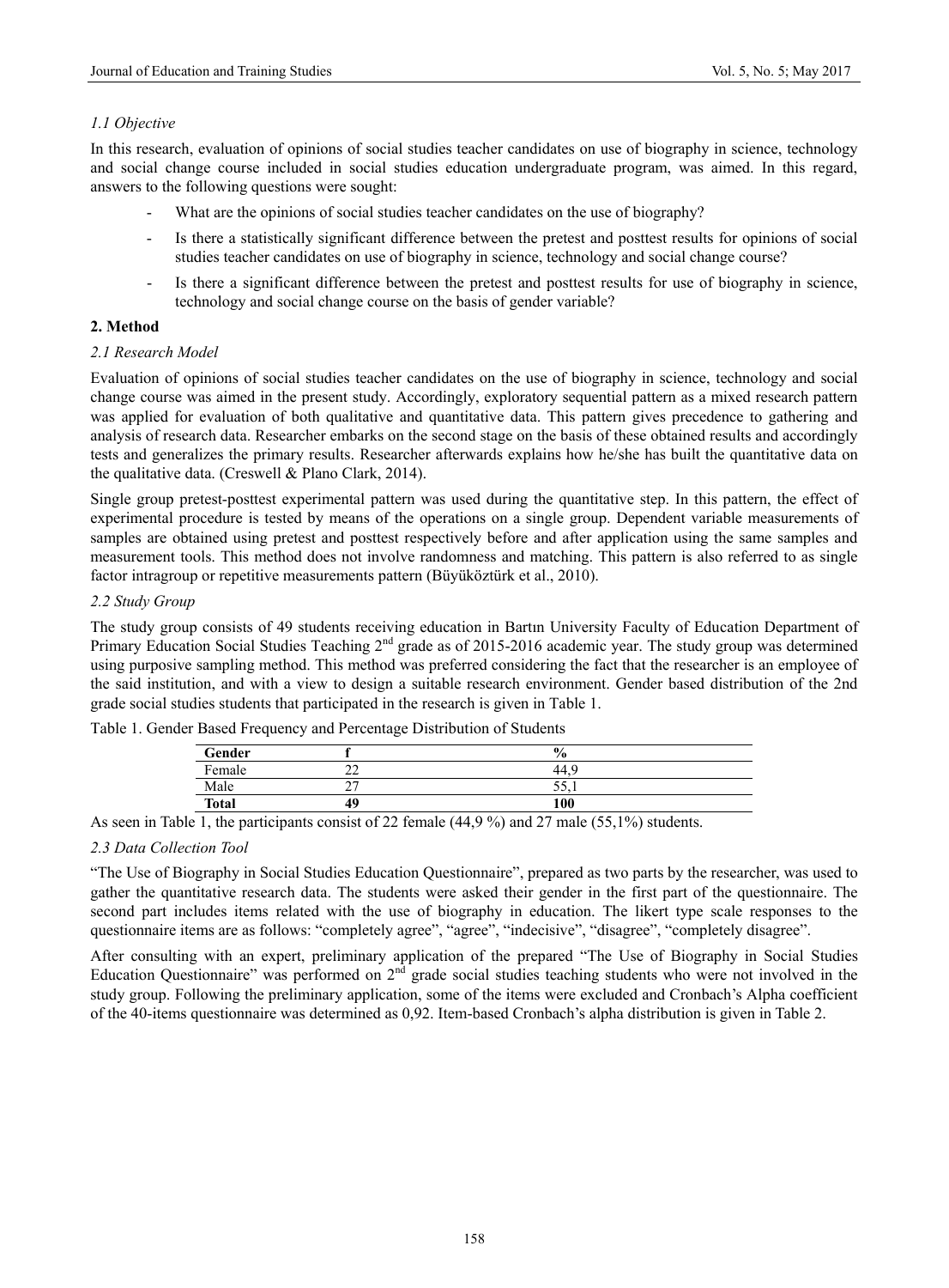### 1.1 Objective

In this research, evaluation of opinions of social studies teacher candidates on use of biography in science, technology and social change course included in social studies education undergraduate program, was aimed. In this regard, answers to the following questions were sought:

- What are the opinions of social studies teacher candidates on the use of biography?
- Is there a statistically significant difference between the pretest and posttest results for opinions of social studies teacher candidates on use of biography in science, technology and social change course?
- Is there a significant difference between the pretest and posttest results for use of biography in science, technology and social change course on the basis of gender variable?

## 2. Method

### 2.1 Research Model

Evaluation of opinions of social studies teacher candidates on the use of biography in science, technology and social change course was aimed in the present study. Accordingly, exploratory sequential pattern as a mixed research pattern was applied for evaluation of both qualitative and quantitative data. This pattern gives precedence to gathering and analysis of research data. Researcher embarks on the second stage on the basis of these obtained results and accordingly tests and generalizes the primary results. Researcher afterwards explains how he/she has built the quantitative data on the qualitative data. (Creswell & Plano Clark, 2014).

Single group pretest-posttest experimental pattern was used during the quantitative step. In this pattern, the effect of experimental procedure is tested by means of the operations on a single group. Dependent variable measurements of samples are obtained using pretest and posttest respectively before and after application using the same samples and measurement tools. This method does not involve randomness and matching. This pattern is also referred to as single factor intragroup or repetitive measurements pattern (Büyüköztürk et al., 2010).

### 2.2 Study Group

The study group consists of 49 students receiving education in Bartın University Faculty of Education Department of Primary Education Social Studies Teaching 2nd grade as of 2015-2016 academic year. The study group was determined using purposive sampling method. This method was preferred considering the fact that the researcher is an employee of the said institution, and with a view to design a suitable research environment. Gender based distribution of the 2nd grade social studies students that participated in the research is given in Table 1.

Table 1. Gender Based Frequency and Percentage Distribution of Students

| Gender | f | % |
|---|---|---|
| Female | 22 | 44,9 |
| Male | 27 | 55,1 |
| **Total** | **49** | **100** |

As seen in Table 1, the participants consist of 22 female (44,9 %) and 27 male (55,1%) students.

### 2.3 Data Collection Tool

"The Use of Biography in Social Studies Education Questionnaire", prepared as two parts by the researcher, was used to gather the quantitative research data. The students were asked their gender in the first part of the questionnaire. The second part includes items related with the use of biography in education. The likert type scale responses to the questionnaire items are as follows: "completely agree", "agree", "indecisive", "disagree", "completely disagree".

After consulting with an expert, preliminary application of the prepared "The Use of Biography in Social Studies Education Questionnaire" was performed on 2nd grade social studies teaching students who were not involved in the study group. Following the preliminary application, some of the items were excluded and Cronbach's Alpha coefficient of the 40-items questionnaire was determined as 0,92. Item-based Cronbach's alpha distribution is given in Table 2.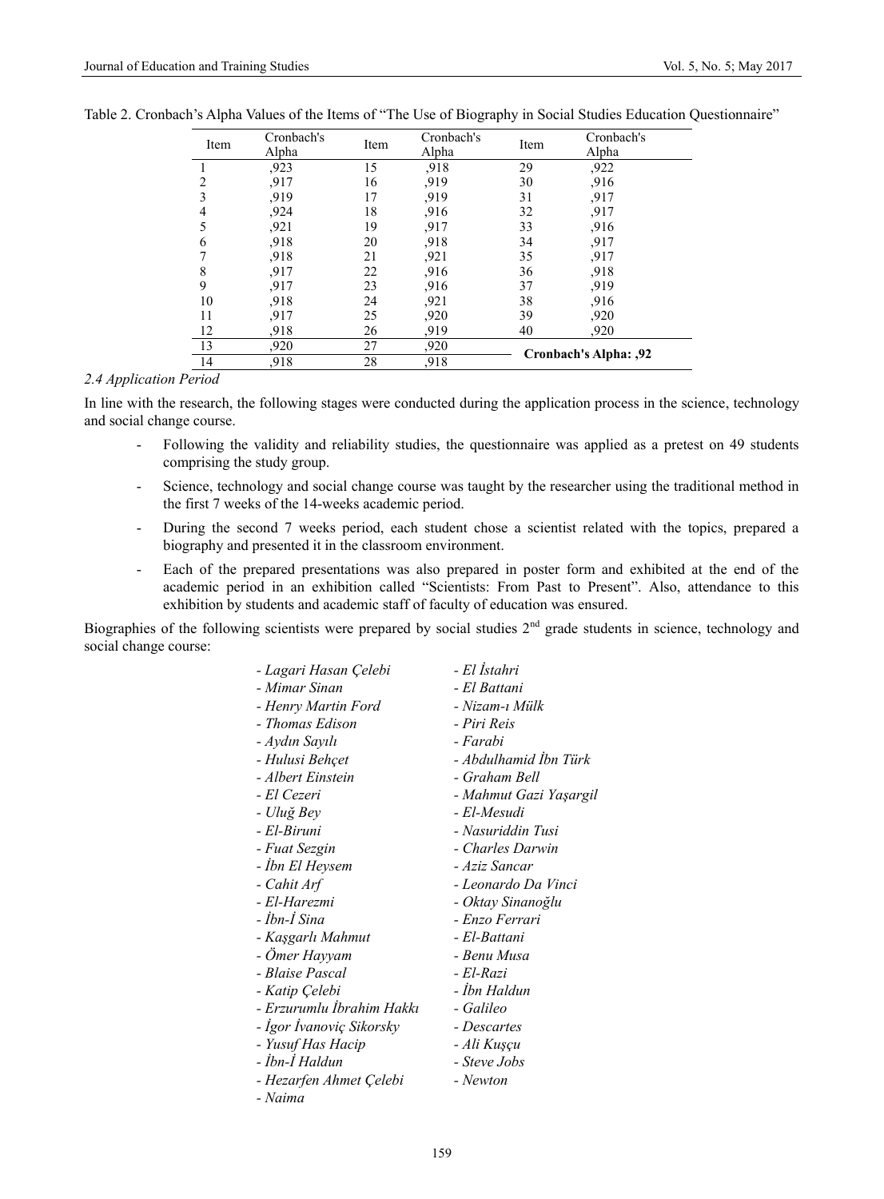Table 2. Cronbach's Alpha Values of the Items of "The Use of Biography in Social Studies Education Questionnaire"

| Item | Cronbach's Alpha | Item | Cronbach's Alpha | Item | Cronbach's Alpha |
|---|---|---|---|---|---|
| 1 | ,923 | 15 | ,918 | 29 | ,922 |
| 2 | ,917 | 16 | ,919 | 30 | ,916 |
| 3 | ,919 | 17 | ,919 | 31 | ,917 |
| 4 | ,924 | 18 | ,916 | 32 | ,917 |
| 5 | ,921 | 19 | ,917 | 33 | ,916 |
| 6 | ,918 | 20 | ,918 | 34 | ,917 |
| 7 | ,918 | 21 | ,921 | 35 | ,917 |
| 8 | ,917 | 22 | ,916 | 36 | ,918 |
| 9 | ,917 | 23 | ,916 | 37 | ,919 |
| 10 | ,918 | 24 | ,921 | 38 | ,916 |
| 11 | ,917 | 25 | ,920 | 39 | ,920 |
| 12 | ,918 | 26 | ,919 | 40 | ,920 |
| 13 | ,920 | 27 | ,920 | **Cronbach's Alpha: ,92** | |
| 14 | ,918 | 28 | ,918 | | |

### *2.4 Application Period*

In line with the research, the following stages were conducted during the application process in the science, technology and social change course.

- Following the validity and reliability studies, the questionnaire was applied as a pretest on 49 students comprising the study group.
- Science, technology and social change course was taught by the researcher using the traditional method in the first 7 weeks of the 14-weeks academic period.
- During the second 7 weeks period, each student chose a scientist related with the topics, prepared a biography and presented it in the classroom environment.
- Each of the prepared presentations was also prepared in poster form and exhibited at the end of the academic period in an exhibition called "Scientists: From Past to Present". Also, attendance to this exhibition by students and academic staff of faculty of education was ensured.

Biographies of the following scientists were prepared by social studies 2nd grade students in science, technology and social change course:

- *Lagari Hasan Çelebi*
- *Mimar Sinan*
- *Henry Martin Ford*
- *Thomas Edison*
- *Aydın Sayılı*
- *Hulusi Behçet*
- *Albert Einstein*
- *El Cezeri*
- *Uluğ Bey*
- *El-Biruni*
- *Fuat Sezgin*
- *İbn El Heysem*
- *Cahit Arf*
- *El-Harezmi*
- *İbn-İ Sina*
- *Kaşgarlı Mahmut*
- *Ömer Hayyam*
- *Blaise Pascal*
- *Katip Çelebi*
- *Erzurumlu İbrahim Hakkı*
- *İgor İvanoviç Sikorsky*
- *Yusuf Has Hacip*
- *İbn-İ Haldun*
- *Hezarfen Ahmet Çelebi*
- *Naima*
- *El İstahri*
- *El Battani*
- *Nizam-ı Mülk*
- *Piri Reis*
- *Farabi*
- *Abdulhamid İbn Türk*
- *Graham Bell*
- *Mahmut Gazi Yaşargil*
- *El-Mesudi*
- *Nasuriddin Tusi*
- *Charles Darwin*
- *Aziz Sancar*
- *Leonardo Da Vinci*
- *Oktay Sinanoğlu*
- *Enzo Ferrari*
- *El-Battani*
- *Benu Musa*
- *El-Razi*
- *İbn Haldun*
- *Galileo*
- *Descartes*
- *Ali Kuşçu*
- *Steve Jobs*
- *Newton*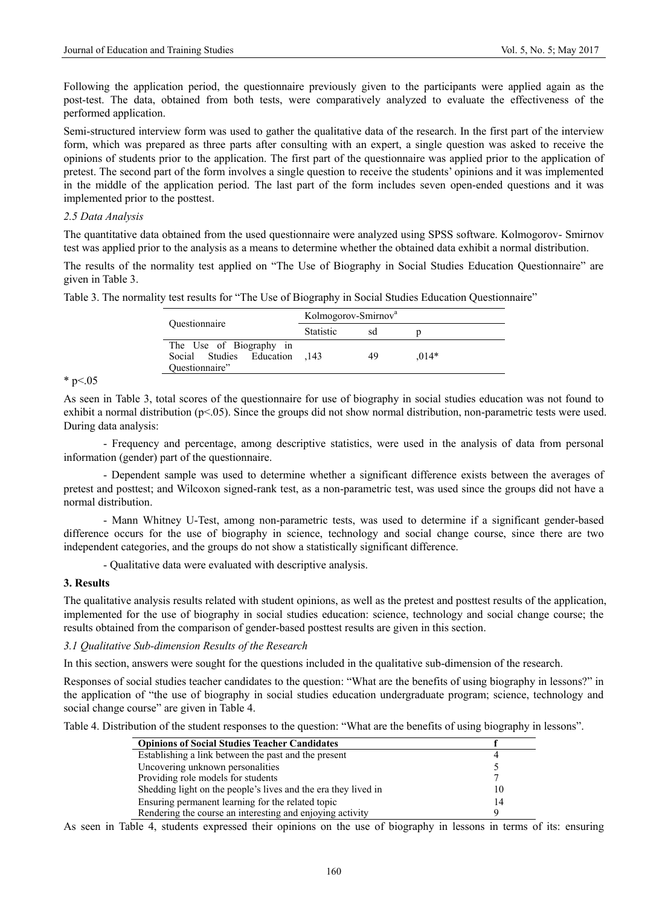Following the application period, the questionnaire previously given to the participants were applied again as the post-test. The data, obtained from both tests, were comparatively analyzed to evaluate the effectiveness of the performed application.

Semi-structured interview form was used to gather the qualitative data of the research. In the first part of the interview form, which was prepared as three parts after consulting with an expert, a single question was asked to receive the opinions of students prior to the application. The first part of the questionnaire was applied prior to the application of pretest. The second part of the form involves a single question to receive the students' opinions and it was implemented in the middle of the application period. The last part of the form includes seven open-ended questions and it was implemented prior to the posttest.

### *2.5 Data Analysis*

The quantitative data obtained from the used questionnaire were analyzed using SPSS software. Kolmogorov- Smirnov test was applied prior to the analysis as a means to determine whether the obtained data exhibit a normal distribution.

The results of the normality test applied on "The Use of Biography in Social Studies Education Questionnaire" are given in Table 3.

Table 3. The normality test results for "The Use of Biography in Social Studies Education Questionnaire"

| Questionnaire | Kolmogorov-Smirnov[a] | | |
|---|---|---|---|
| | Statistic | sd | p |
| The Use of Biography in Social Studies Education Questionnaire" | ,143 | 49 | ,014* |

* p<.05

As seen in Table 3, total scores of the questionnaire for use of biography in social studies education was not found to exhibit a normal distribution (p<.05). Since the groups did not show normal distribution, non-parametric tests were used. During data analysis:

- Frequency and percentage, among descriptive statistics, were used in the analysis of data from personal information (gender) part of the questionnaire.

- Dependent sample was used to determine whether a significant difference exists between the averages of pretest and posttest; and Wilcoxon signed-rank test, as a non-parametric test, was used since the groups did not have a normal distribution.

- Mann Whitney U-Test, among non-parametric tests, was used to determine if a significant gender-based difference occurs for the use of biography in science, technology and social change course, since there are two independent categories, and the groups do not show a statistically significant difference.

- Qualitative data were evaluated with descriptive analysis.

## 3. Results

The qualitative analysis results related with student opinions, as well as the pretest and posttest results of the application, implemented for the use of biography in social studies education: science, technology and social change course; the results obtained from the comparison of gender-based posttest results are given in this section.

### *3.1 Qualitative Sub-dimension Results of the Research*

In this section, answers were sought for the questions included in the qualitative sub-dimension of the research.

Responses of social studies teacher candidates to the question: "What are the benefits of using biography in lessons?" in the application of "the use of biography in social studies education undergraduate program; science, technology and social change course" are given in Table 4.

Table 4. Distribution of the student responses to the question: "What are the benefits of using biography in lessons".

| **Opinions of Social Studies Teacher Candidates** | **f** |
|---|---|
| Establishing a link between the past and the present | 4 |
| Uncovering unknown personalities | 5 |
| Providing role models for students | 7 |
| Shedding light on the people's lives and the era they lived in | 10 |
| Ensuring permanent learning for the related topic | 14 |
| Rendering the course an interesting and enjoying activity | 9 |

As seen in Table 4, students expressed their opinions on the use of biography in lessons in terms of its: ensuring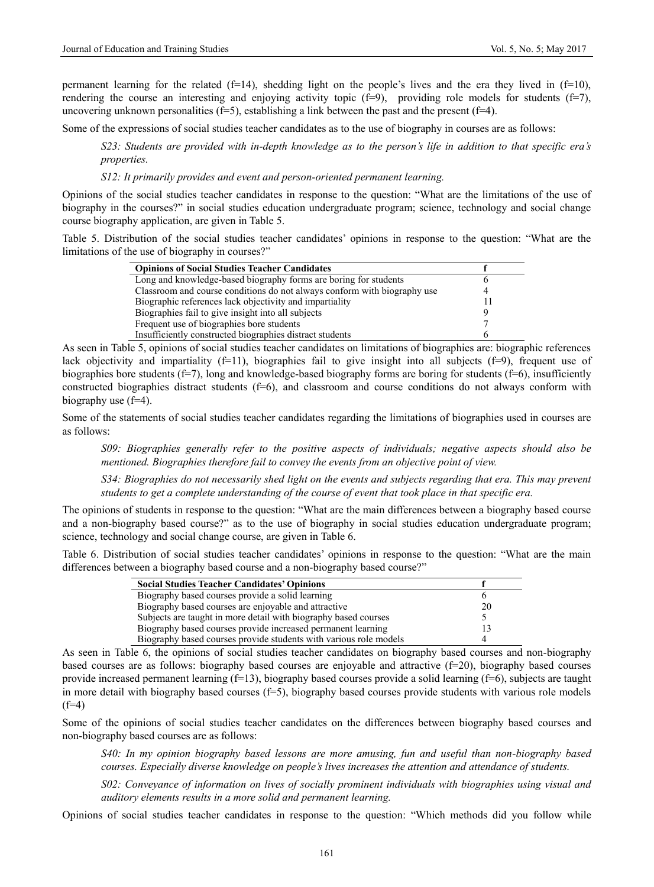permanent learning for the related (f=14), shedding light on the people's lives and the era they lived in (f=10), rendering the course an interesting and enjoying activity topic (f=9), providing role models for students (f=7), uncovering unknown personalities (f=5), establishing a link between the past and the present (f=4).

Some of the expressions of social studies teacher candidates as to the use of biography in courses are as follows:

> *S23: Students are provided with in-depth knowledge as to the person's life in addition to that specific era's properties.*

> *S12: It primarily provides and event and person-oriented permanent learning.*

Opinions of the social studies teacher candidates in response to the question: "What are the limitations of the use of biography in the courses?" in social studies education undergraduate program; science, technology and social change course biography application, are given in Table 5.

Table 5. Distribution of the social studies teacher candidates' opinions in response to the question: "What are the limitations of the use of biography in courses?"

| Opinions of Social Studies Teacher Candidates | f |
|---|---|
| Long and knowledge-based biography forms are boring for students | 6 |
| Classroom and course conditions do not always conform with biography use | 4 |
| Biographic references lack objectivity and impartiality | 11 |
| Biographies fail to give insight into all subjects | 9 |
| Frequent use of biographies bore students | 7 |
| Insufficiently constructed biographies distract students | 6 |

As seen in Table 5, opinions of social studies teacher candidates on limitations of biographies are: biographic references lack objectivity and impartiality (f=11), biographies fail to give insight into all subjects (f=9), frequent use of biographies bore students (f=7), long and knowledge-based biography forms are boring for students (f=6), insufficiently constructed biographies distract students (f=6), and classroom and course conditions do not always conform with biography use (f=4).

Some of the statements of social studies teacher candidates regarding the limitations of biographies used in courses are as follows:

> *S09: Biographies generally refer to the positive aspects of individuals; negative aspects should also be mentioned. Biographies therefore fail to convey the events from an objective point of view.*

> *S34: Biographies do not necessarily shed light on the events and subjects regarding that era. This may prevent students to get a complete understanding of the course of event that took place in that specific era.*

The opinions of students in response to the question: "What are the main differences between a biography based course and a non-biography based course?" as to the use of biography in social studies education undergraduate program; science, technology and social change course, are given in Table 6.

Table 6. Distribution of social studies teacher candidates' opinions in response to the question: "What are the main differences between a biography based course and a non-biography based course?"

| Social Studies Teacher Candidates' Opinions | f |
|---|---|
| Biography based courses provide a solid learning | 6 |
| Biography based courses are enjoyable and attractive | 20 |
| Subjects are taught in more detail with biography based courses | 5 |
| Biography based courses provide increased permanent learning | 13 |
| Biography based courses provide students with various role models | 4 |

As seen in Table 6, the opinions of social studies teacher candidates on biography based courses and non-biography based courses are as follows: biography based courses are enjoyable and attractive (f=20), biography based courses provide increased permanent learning (f=13), biography based courses provide a solid learning (f=6), subjects are taught in more detail with biography based courses (f=5), biography based courses provide students with various role models (f=4)

Some of the opinions of social studies teacher candidates on the differences between biography based courses and non-biography based courses are as follows:

> *S40: In my opinion biography based lessons are more amusing, fun and useful than non-biography based courses. Especially diverse knowledge on people's lives increases the attention and attendance of students.*

> *S02: Conveyance of information on lives of socially prominent individuals with biographies using visual and auditory elements results in a more solid and permanent learning.*

Opinions of social studies teacher candidates in response to the question: "Which methods did you follow while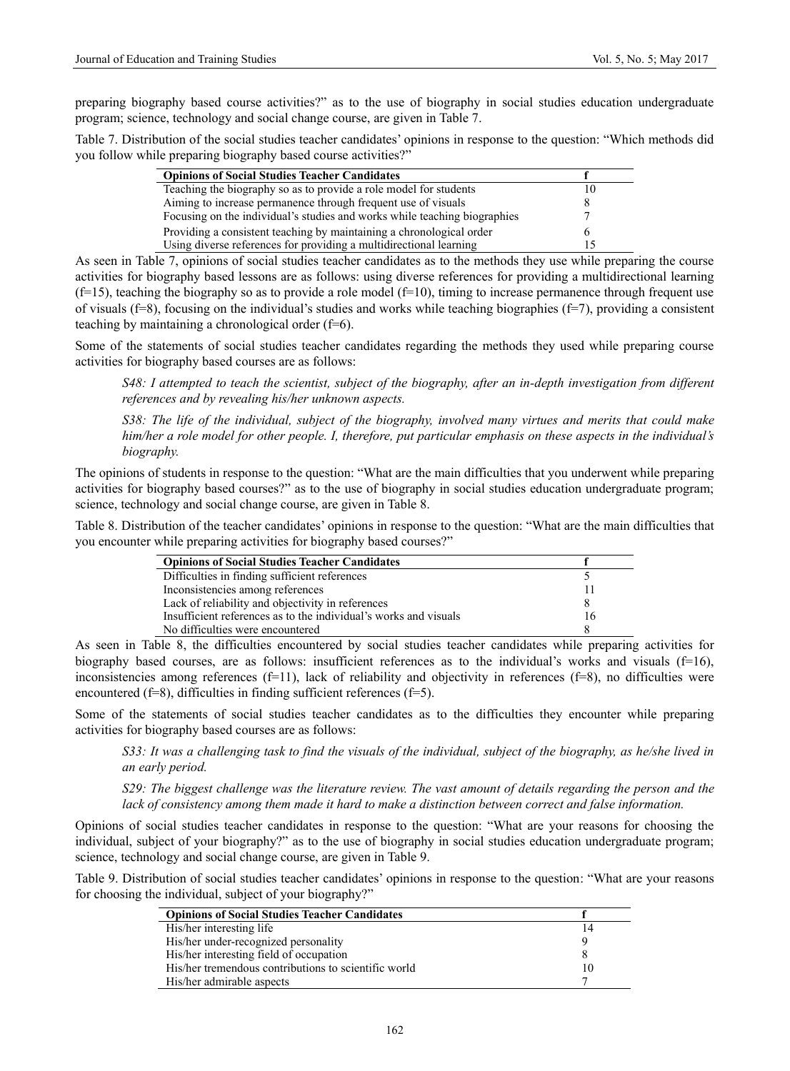preparing biography based course activities?" as to the use of biography in social studies education undergraduate program; science, technology and social change course, are given in Table 7.

Table 7. Distribution of the social studies teacher candidates' opinions in response to the question: "Which methods did you follow while preparing biography based course activities?"

| Opinions of Social Studies Teacher Candidates | f |
|---|---|
| Teaching the biography so as to provide a role model for students | 10 |
| Aiming to increase permanence through frequent use of visuals | 8 |
| Focusing on the individual's studies and works while teaching biographies | 7 |
| Providing a consistent teaching by maintaining a chronological order | 6 |
| Using diverse references for providing a multidirectional learning | 15 |

As seen in Table 7, opinions of social studies teacher candidates as to the methods they use while preparing the course activities for biography based lessons are as follows: using diverse references for providing a multidirectional learning (f=15), teaching the biography so as to provide a role model (f=10), timing to increase permanence through frequent use of visuals (f=8), focusing on the individual's studies and works while teaching biographies (f=7), providing a consistent teaching by maintaining a chronological order (f=6).

Some of the statements of social studies teacher candidates regarding the methods they used while preparing course activities for biography based courses are as follows:

> *S48: I attempted to teach the scientist, subject of the biography, after an in-depth investigation from different references and by revealing his/her unknown aspects.*
>
> *S38: The life of the individual, subject of the biography, involved many virtues and merits that could make him/her a role model for other people. I, therefore, put particular emphasis on these aspects in the individual's biography.*

The opinions of students in response to the question: "What are the main difficulties that you underwent while preparing activities for biography based courses?" as to the use of biography in social studies education undergraduate program; science, technology and social change course, are given in Table 8.

Table 8. Distribution of the teacher candidates' opinions in response to the question: "What are the main difficulties that you encounter while preparing activities for biography based courses?"

| Opinions of Social Studies Teacher Candidates | f |
|---|---|
| Difficulties in finding sufficient references | 5 |
| Inconsistencies among references | 11 |
| Lack of reliability and objectivity in references | 8 |
| Insufficient references as to the individual's works and visuals | 16 |
| No difficulties were encountered | 8 |

As seen in Table 8, the difficulties encountered by social studies teacher candidates while preparing activities for biography based courses, are as follows: insufficient references as to the individual's works and visuals (f=16), inconsistencies among references (f=11), lack of reliability and objectivity in references (f=8), no difficulties were encountered (f=8), difficulties in finding sufficient references (f=5).

Some of the statements of social studies teacher candidates as to the difficulties they encounter while preparing activities for biography based courses are as follows:

> *S33: It was a challenging task to find the visuals of the individual, subject of the biography, as he/she lived in an early period.*
>
> *S29: The biggest challenge was the literature review. The vast amount of details regarding the person and the lack of consistency among them made it hard to make a distinction between correct and false information.*

Opinions of social studies teacher candidates in response to the question: "What are your reasons for choosing the individual, subject of your biography?" as to the use of biography in social studies education undergraduate program; science, technology and social change course, are given in Table 9.

Table 9. Distribution of social studies teacher candidates' opinions in response to the question: "What are your reasons for choosing the individual, subject of your biography?"

| Opinions of Social Studies Teacher Candidates | f |
|---|---|
| His/her interesting life | 14 |
| His/her under-recognized personality | 9 |
| His/her interesting field of occupation | 8 |
| His/her tremendous contributions to scientific world | 10 |
| His/her admirable aspects | 7 |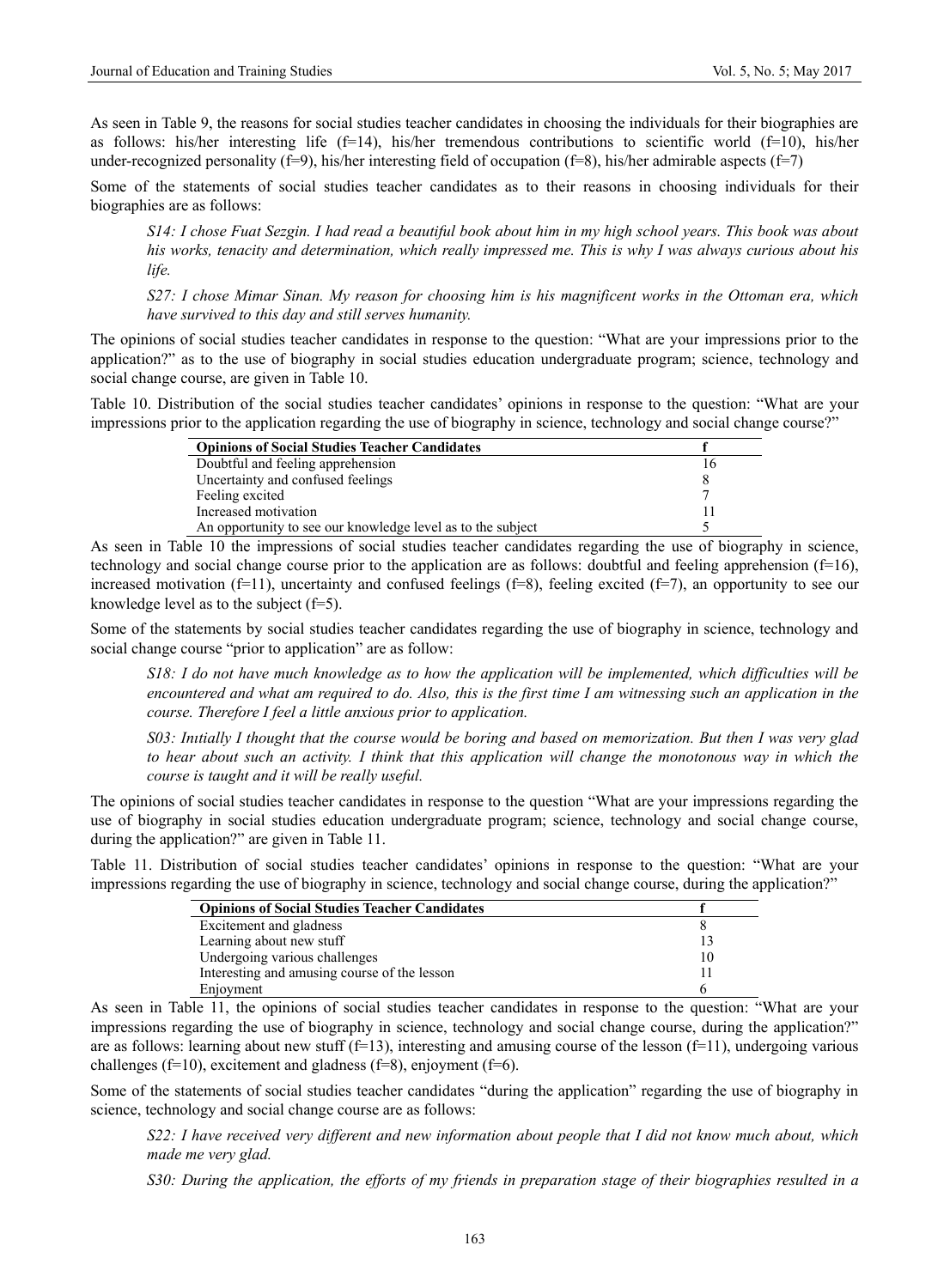As seen in Table 9, the reasons for social studies teacher candidates in choosing the individuals for their biographies are as follows: his/her interesting life (f=14), his/her tremendous contributions to scientific world (f=10), his/her under-recognized personality (f=9), his/her interesting field of occupation (f=8), his/her admirable aspects (f=7)

Some of the statements of social studies teacher candidates as to their reasons in choosing individuals for their biographies are as follows:

> *S14: I chose Fuat Sezgin. I had read a beautiful book about him in my high school years. This book was about his works, tenacity and determination, which really impressed me. This is why I was always curious about his life.*
>
> *S27: I chose Mimar Sinan. My reason for choosing him is his magnificent works in the Ottoman era, which have survived to this day and still serves humanity.*

The opinions of social studies teacher candidates in response to the question: "What are your impressions prior to the application?" as to the use of biography in social studies education undergraduate program; science, technology and social change course, are given in Table 10.

Table 10. Distribution of the social studies teacher candidates' opinions in response to the question: "What are your impressions prior to the application regarding the use of biography in science, technology and social change course?"

| Opinions of Social Studies Teacher Candidates | f |
|---|---|
| Doubtful and feeling apprehension | 16 |
| Uncertainty and confused feelings | 8 |
| Feeling excited | 7 |
| Increased motivation | 11 |
| An opportunity to see our knowledge level as to the subject | 5 |

As seen in Table 10 the impressions of social studies teacher candidates regarding the use of biography in science, technology and social change course prior to the application are as follows: doubtful and feeling apprehension (f=16), increased motivation (f=11), uncertainty and confused feelings (f=8), feeling excited (f=7), an opportunity to see our knowledge level as to the subject (f=5).

Some of the statements by social studies teacher candidates regarding the use of biography in science, technology and social change course "prior to application" are as follow:

> *S18: I do not have much knowledge as to how the application will be implemented, which difficulties will be encountered and what am required to do. Also, this is the first time I am witnessing such an application in the course. Therefore I feel a little anxious prior to application.*
>
> *S03: Intially I thought that the course would be boring and based on memorization. But then I was very glad to hear about such an activity. I think that this application will change the monotonous way in which the course is taught and it will be really useful.*

The opinions of social studies teacher candidates in response to the question "What are your impressions regarding the use of biography in social studies education undergraduate program; science, technology and social change course, during the application?" are given in Table 11.

Table 11. Distribution of social studies teacher candidates' opinions in response to the question: "What are your impressions regarding the use of biography in science, technology and social change course, during the application?"

| Opinions of Social Studies Teacher Candidates | f |
|---|---|
| Excitement and gladness | 8 |
| Learning about new stuff | 13 |
| Undergoing various challenges | 10 |
| Interesting and amusing course of the lesson | 11 |
| Enjoyment | 6 |

As seen in Table 11, the opinions of social studies teacher candidates in response to the question: "What are your impressions regarding the use of biography in science, technology and social change course, during the application?" are as follows: learning about new stuff (f=13), interesting and amusing course of the lesson (f=11), undergoing various challenges (f=10), excitement and gladness (f=8), enjoyment (f=6).

Some of the statements of social studies teacher candidates "during the application" regarding the use of biography in science, technology and social change course are as follows:

> *S22: I have received very different and new information about people that I did not know much about, which made me very glad.*
>
> *S30: During the application, the efforts of my friends in preparation stage of their biographies resulted in a*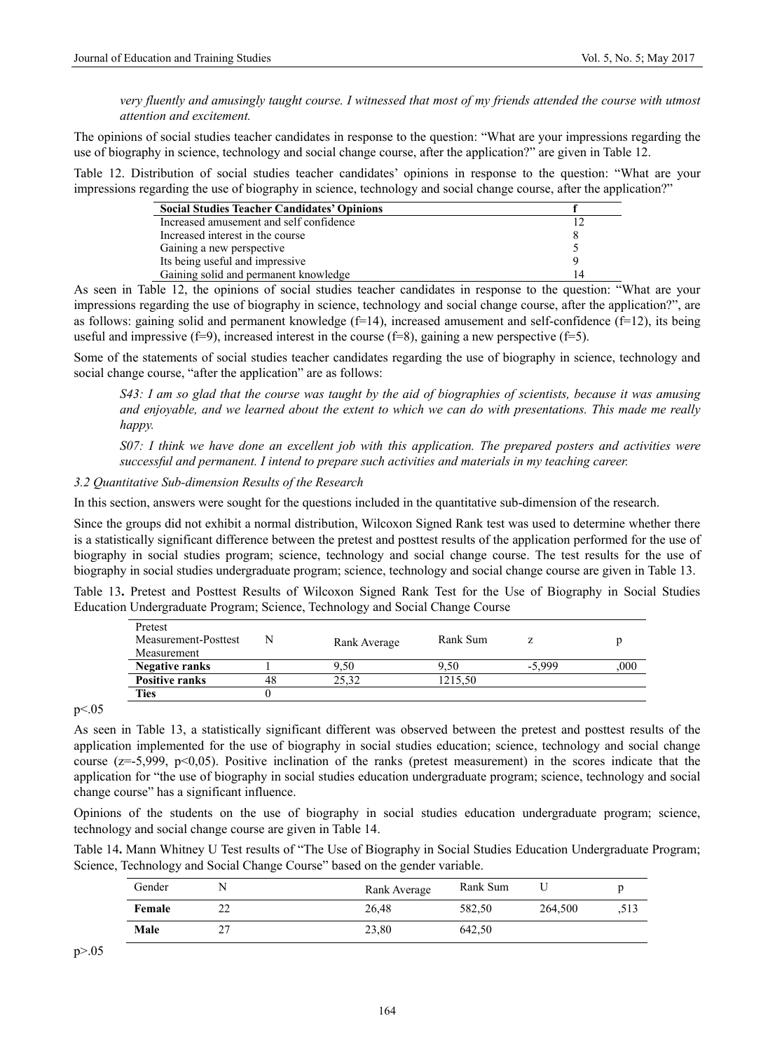*very fluently and amusingly taught course. I witnessed that most of my friends attended the course with utmost attention and excitement.*

The opinions of social studies teacher candidates in response to the question: "What are your impressions regarding the use of biography in science, technology and social change course, after the application?" are given in Table 12.

Table 12. Distribution of social studies teacher candidates' opinions in response to the question: "What are your impressions regarding the use of biography in science, technology and social change course, after the application?"

| Social Studies Teacher Candidates' Opinions | f |
|---|---|
| Increased amusement and self confidence | 12 |
| Increased interest in the course | 8 |
| Gaining a new perspective | 5 |
| Its being useful and impressive | 9 |
| Gaining solid and permanent knowledge | 14 |

As seen in Table 12, the opinions of social studies teacher candidates in response to the question: "What are your impressions regarding the use of biography in science, technology and social change course, after the application?", are as follows: gaining solid and permanent knowledge (f=14), increased amusement and self-confidence (f=12), its being useful and impressive (f=9), increased interest in the course (f=8), gaining a new perspective (f=5).

Some of the statements of social studies teacher candidates regarding the use of biography in science, technology and social change course, "after the application" are as follows:

*S43: I am so glad that the course was taught by the aid of biographies of scientists, because it was amusing and enjoyable, and we learned about the extent to which we can do with presentations. This made me really happy.*

*S07: I think we have done an excellent job with this application. The prepared posters and activities were successful and permanent. I intend to prepare such activities and materials in my teaching career.*

### *3.2 Quantitative Sub-dimension Results of the Research*

In this section, answers were sought for the questions included in the quantitative sub-dimension of the research.

Since the groups did not exhibit a normal distribution, Wilcoxon Signed Rank test was used to determine whether there is a statistically significant difference between the pretest and posttest results of the application performed for the use of biography in social studies program; science, technology and social change course. The test results for the use of biography in social studies undergraduate program; science, technology and social change course are given in Table 13.

Table 13**.** Pretest and Posttest Results of Wilcoxon Signed Rank Test for the Use of Biography in Social Studies Education Undergraduate Program; Science, Technology and Social Change Course

| Pretest Measurement-Posttest Measurement | N | Rank Average | Rank Sum | z | p |
|---|---|---|---|---|---|
| **Negative ranks** | 1 | 9,50 | 9,50 | -5,999 | ,000 |
| **Positive ranks** | 48 | 25,32 | 1215,50 | | |
| **Ties** | 0 | | | | |

$p<.05$

As seen in Table 13, a statistically significant different was observed between the pretest and posttest results of the application implemented for the use of biography in social studies education; science, technology and social change course ($z=-5{,}999$, $p<0{,}05$). Positive inclination of the ranks (pretest measurement) in the scores indicate that the application for "the use of biography in social studies education undergraduate program; science, technology and social change course" has a significant influence.

Opinions of the students on the use of biography in social studies education undergraduate program; science, technology and social change course are given in Table 14.

Table 14**.** Mann Whitney U Test results of "The Use of Biography in Social Studies Education Undergraduate Program; Science, Technology and Social Change Course" based on the gender variable.

| Gender | N | Rank Average | Rank Sum | U | p |
|---|---|---|---|---|---|
| **Female** | 22 | 26,48 | 582,50 | 264,500 | ,513 |
| **Male** | 27 | 23,80 | 642,50 | | |

$p>.05$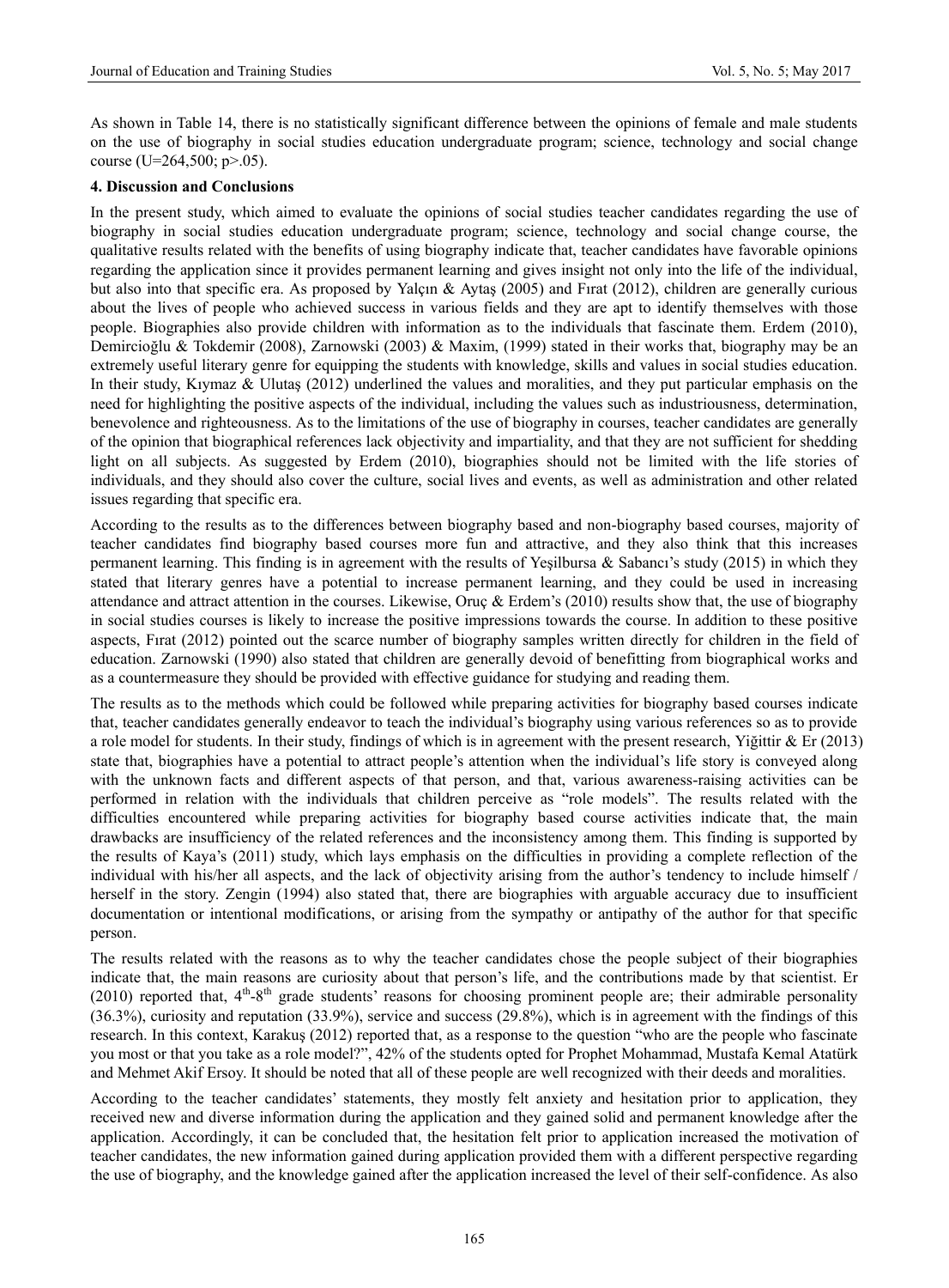As shown in Table 14, there is no statistically significant difference between the opinions of female and male students on the use of biography in social studies education undergraduate program; science, technology and social change course (U=264,500; p>.05).

## 4. Discussion and Conclusions

In the present study, which aimed to evaluate the opinions of social studies teacher candidates regarding the use of biography in social studies education undergraduate program; science, technology and social change course, the qualitative results related with the benefits of using biography indicate that, teacher candidates have favorable opinions regarding the application since it provides permanent learning and gives insight not only into the life of the individual, but also into that specific era. As proposed by Yalçın & Aytaş (2005) and Fırat (2012), children are generally curious about the lives of people who achieved success in various fields and they are apt to identify themselves with those people. Biographies also provide children with information as to the individuals that fascinate them. Erdem (2010), Demircioğlu & Tokdemir (2008), Zarnowski (2003) & Maxim, (1999) stated in their works that, biography may be an extremely useful literary genre for equipping the students with knowledge, skills and values in social studies education. In their study, Kıymaz & Ulutaş (2012) underlined the values and moralities, and they put particular emphasis on the need for highlighting the positive aspects of the individual, including the values such as industriousness, determination, benevolence and righteousness. As to the limitations of the use of biography in courses, teacher candidates are generally of the opinion that biographical references lack objectivity and impartiality, and that they are not sufficient for shedding light on all subjects. As suggested by Erdem (2010), biographies should not be limited with the life stories of individuals, and they should also cover the culture, social lives and events, as well as administration and other related issues regarding that specific era.

According to the results as to the differences between biography based and non-biography based courses, majority of teacher candidates find biography based courses more fun and attractive, and they also think that this increases permanent learning. This finding is in agreement with the results of Yeşilbursa & Sabancı's study (2015) in which they stated that literary genres have a potential to increase permanent learning, and they could be used in increasing attendance and attract attention in the courses. Likewise, Oruç & Erdem's (2010) results show that, the use of biography in social studies courses is likely to increase the positive impressions towards the course. In addition to these positive aspects, Fırat (2012) pointed out the scarce number of biography samples written directly for children in the field of education. Zarnowski (1990) also stated that children are generally devoid of benefitting from biographical works and as a countermeasure they should be provided with effective guidance for studying and reading them.

The results as to the methods which could be followed while preparing activities for biography based courses indicate that, teacher candidates generally endeavor to teach the individual's biography using various references so as to provide a role model for students. In their study, findings of which is in agreement with the present research, Yiğittir & Er (2013) state that, biographies have a potential to attract people's attention when the individual's life story is conveyed along with the unknown facts and different aspects of that person, and that, various awareness-raising activities can be performed in relation with the individuals that children perceive as "role models". The results related with the difficulties encountered while preparing activities for biography based course activities indicate that, the main drawbacks are insufficiency of the related references and the inconsistency among them. This finding is supported by the results of Kaya's (2011) study, which lays emphasis on the difficulties in providing a complete reflection of the individual with his/her all aspects, and the lack of objectivity arising from the author's tendency to include himself / herself in the story. Zengin (1994) also stated that, there are biographies with arguable accuracy due to insufficient documentation or intentional modifications, or arising from the sympathy or antipathy of the author for that specific person.

The results related with the reasons as to why the teacher candidates chose the people subject of their biographies indicate that, the main reasons are curiosity about that person's life, and the contributions made by that scientist. Er (2010) reported that, 4th-8th grade students' reasons for choosing prominent people are; their admirable personality (36.3%), curiosity and reputation (33.9%), service and success (29.8%), which is in agreement with the findings of this research. In this context, Karakuş (2012) reported that, as a response to the question "who are the people who fascinate you most or that you take as a role model?", 42% of the students opted for Prophet Mohammad, Mustafa Kemal Atatürk and Mehmet Akif Ersoy. It should be noted that all of these people are well recognized with their deeds and moralities.

According to the teacher candidates' statements, they mostly felt anxiety and hesitation prior to application, they received new and diverse information during the application and they gained solid and permanent knowledge after the application. Accordingly, it can be concluded that, the hesitation felt prior to application increased the motivation of teacher candidates, the new information gained during application provided them with a different perspective regarding the use of biography, and the knowledge gained after the application increased the level of their self-confidence. As also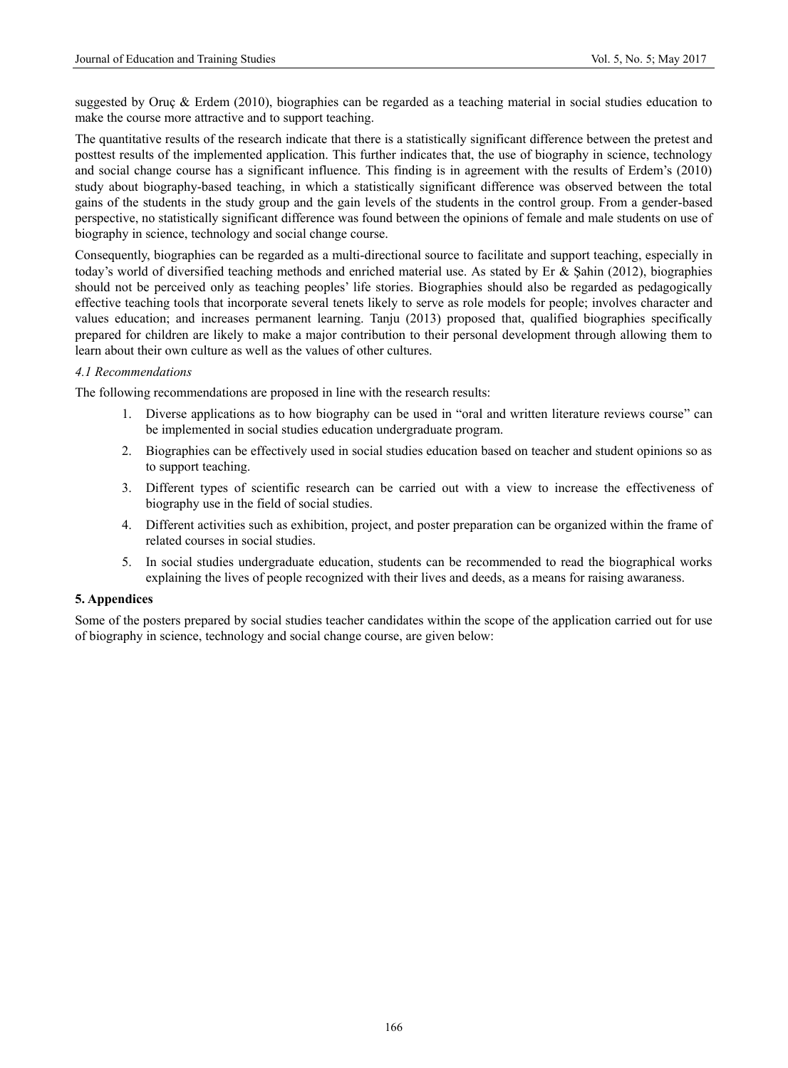suggested by Oruç & Erdem (2010), biographies can be regarded as a teaching material in social studies education to make the course more attractive and to support teaching.

The quantitative results of the research indicate that there is a statistically significant difference between the pretest and posttest results of the implemented application. This further indicates that, the use of biography in science, technology and social change course has a significant influence. This finding is in agreement with the results of Erdem's (2010) study about biography-based teaching, in which a statistically significant difference was observed between the total gains of the students in the study group and the gain levels of the students in the control group. From a gender-based perspective, no statistically significant difference was found between the opinions of female and male students on use of biography in science, technology and social change course.

Consequently, biographies can be regarded as a multi-directional source to facilitate and support teaching, especially in today's world of diversified teaching methods and enriched material use. As stated by Er & Şahin (2012), biographies should not be perceived only as teaching peoples' life stories. Biographies should also be regarded as pedagogically effective teaching tools that incorporate several tenets likely to serve as role models for people; involves character and values education; and increases permanent learning. Tanju (2013) proposed that, qualified biographies specifically prepared for children are likely to make a major contribution to their personal development through allowing them to learn about their own culture as well as the values of other cultures.

### *4.1 Recommendations*

The following recommendations are proposed in line with the research results:

1. Diverse applications as to how biography can be used in "oral and written literature reviews course" can be implemented in social studies education undergraduate program.
2. Biographies can be effectively used in social studies education based on teacher and student opinions so as to support teaching.
3. Different types of scientific research can be carried out with a view to increase the effectiveness of biography use in the field of social studies.
4. Different activities such as exhibition, project, and poster preparation can be organized within the frame of related courses in social studies.
5. In social studies undergraduate education, students can be recommended to read the biographical works explaining the lives of people recognized with their lives and deeds, as a means for raising awaraness.

## 5. Appendices

Some of the posters prepared by social studies teacher candidates within the scope of the application carried out for use of biography in science, technology and social change course, are given below: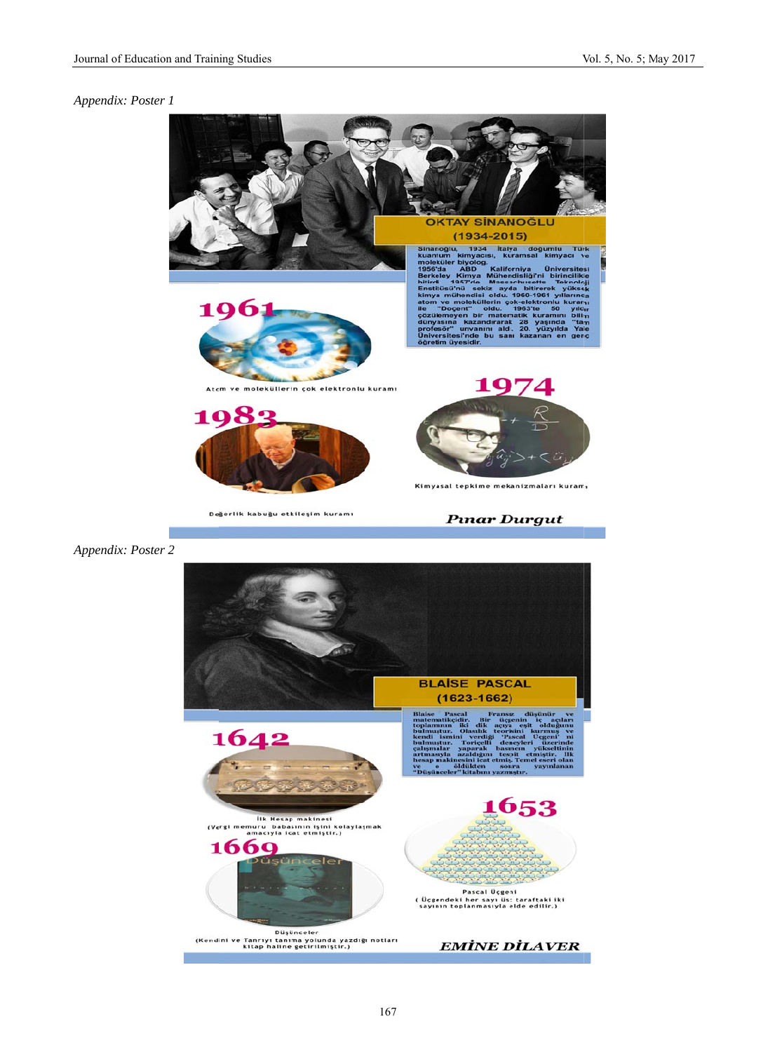*Appendix: Poster 1*

**OKTAY SİNANOĞLU**
**(1934-2015)**

Sinanoğlu, 1934 İtalya doğumlu Türk kuantum kimyacısı, kuramsal kimyacı ve moleküler biyolog. 1956'da ABD Kaliforniya Üniversitesi Berkeley Kimya Mühendisliği'ni birincilikle bitirdi. 1957'de Massachusetts Teknoloji Enstitüsü'nü sekiz ayda bitirerek yüksek kimya mühendisi oldu. 1960-1961 yıllarında atom ve moleküllerin çok-elektronlu kuramı ile "Doçent" oldu. 1963'te 50 yıldır çözülemeyen bir matematik kuramını bilim dünyasına kazandırarak 28 yaşında "tam profesör" unvanını aldı. 20. yüzyılda Yale Üniversitesi'nde bu sanı kazanan en genç öğretim üyesidir.

**1961**

Atom ve moleküllerin çok elektronlu kuramı

**1974**

Kimyasal tepkime mekanizmaları kuramı

**1983**

Değerlik kabuğu etkileşim kuramı

*Pınar Durgut*

*Appendix: Poster 2*

**BLAİSE PASCAL**
**(1623-1662)**

Blaise Pascal Fransız düşünür ve matematikçidir. Bir üçgenin iç açıları toplamının iki dik açıya eşit olduğunu bulmuştur. Olasılık teorisini kurmuş ve kendi ismini verdiği 'Pascal Üçgeni' ni bulmuştur. Toriçelli deneyleri üzerinde çalışmalar yaparak basıncın yükseltinin artmasıyla azaldığını tespit etmiştir. İlk hesap makinesini icat etmiş. Temel eseri olan ve o öldükten sonra yayınlanan "Düşünceler" kitabını yazmıştır.

**1642**

İlk Hesap makinesi
(Vergi memuru babasının işini kolaylaşmak amacıyla icat etmiştir.)

**1653**

Pascal Üçgeni
(Üçgendeki her sayı üs: taraftaki iki sayının toplanmasıyla elde edilir.)

**1669**

Düşünceler
(Kendini ve Tanrıyı tanıma yolunda yazdığı notları kitap haline getirilmiştir.)

*EMİNE DİLAVER*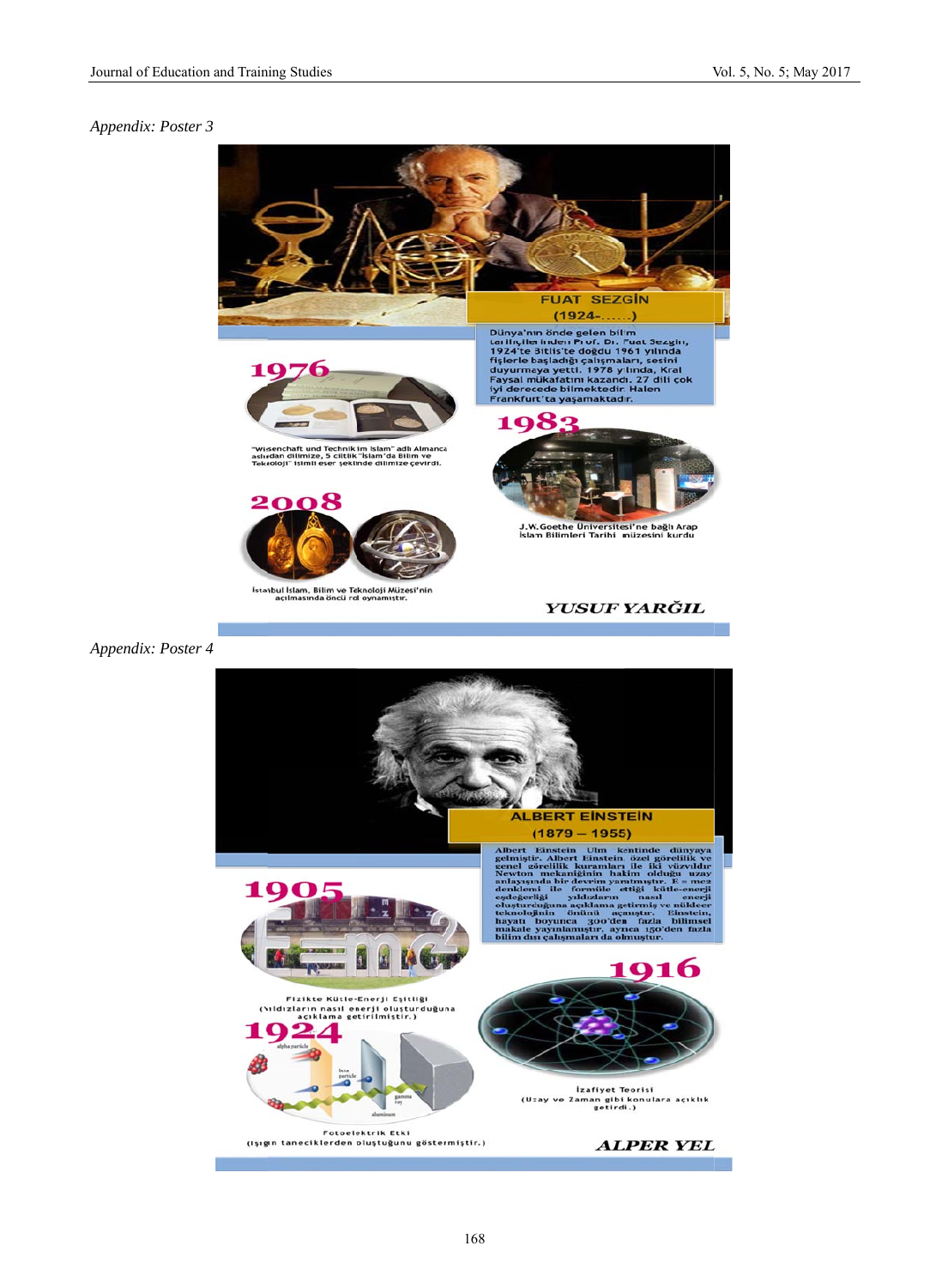*Appendix: Poster 3*

**FUAT SEZGİN**
(1924-......)

Dünya'nın önde gelen bilim tarihçilerinden Prof. Dr. Fuat Sezgin, 1924'te Bitlis'te doğdu 1961 yılında fişlerle başladığı çalışmaları, sesini duyurmaya yetti. 1978 yılında, Kral Faysal mükafatını kazandı. 27 dili çok iyi derecede bilmektedir. Halen Frankfurt'ta yaşamaktadır.

**1976**

"Wisenchaft und Technik im Islam" adlı Almanca aslından dilimize, 5 ciltlik "İslam'da Bilim ve Teknoloji" isimli eser şeklinde dilimize çevirdi.

**1983**

J.W.Goethe Üniversitesi'ne bağlı Arap İslam Bilimleri Tarihi müzesini kurdu

**2008**

İstanbul İslam, Bilim ve Teknoloji Müzesi'nin açılmasında öncü rol oynamıştır.

***YUSUF YARĞIL***

*Appendix: Poster 4*

**ALBERT EİNSTEİN**
(1879 – 1955)

Albert Einstein Ulm kentinde dünyaya gelmiştir. Albert Einstein özel görelilik ve genel görelilik kuramları ile iki yüzyıldır Newton mekaniğinin hakim olduğu uzay anlayışında bir devrim yaratmıştır. E = mc2 denklemi ile formüle ettiği kütle-enerji eşdeğerliği yıldızların nasıl enerji oluşturduğuna açıklama getirmiş ve nükleer teknolojinin önünü açmıştır. Einstein, hayatı boyunca 300'den fazla bilimsel makale yayınlamıştır, ayrıca 150'den fazla bilim dışı çalışmaları da olmuştur.

**1905**

Fizikte Kütle-Enerji Eşitliği
(Yıldızların nasıl enerji oluşturduğuna açıklama getirilmiştir.)

**1916**

İzafiyet Teorisi
(Uzay ve Zaman gibi konulara açıklık getirdi.)

**1924**

Fotoelektrik Etki
(Işığın taneciklerden oluştuğunu göstermiştir.)

***ALPER YEL***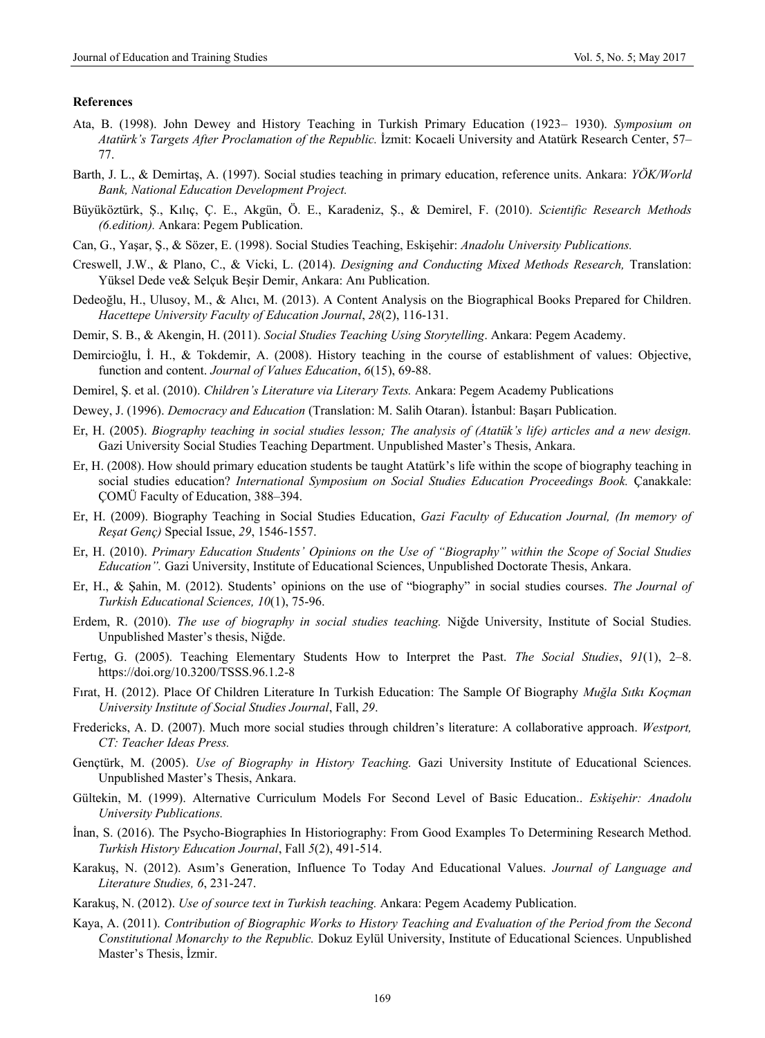**References**

Ata, B. (1998). John Dewey and History Teaching in Turkish Primary Education (1923– 1930). *Symposium on Atatürk's Targets After Proclamation of the Republic.* İzmit: Kocaeli University and Atatürk Research Center, 57–77.

Barth, J. L., & Demirtaş, A. (1997). Social studies teaching in primary education, reference units. Ankara: *YÖK/World Bank, National Education Development Project.*

Büyüköztürk, Ş., Kılıç, Ç. E., Akgün, Ö. E., Karadeniz, Ş., & Demirel, F. (2010). *Scientific Research Methods (6.edition).* Ankara: Pegem Publication.

Can, G., Yaşar, Ş., & Sözer, E. (1998). Social Studies Teaching, Eskişehir: *Anadolu University Publications.*

Creswell, J.W., & Plano, C., & Vicki, L. (2014). *Designing and Conducting Mixed Methods Research,* Translation: Yüksel Dede ve& Selçuk Beşir Demir, Ankara: Anı Publication.

Dedeoğlu, H., Ulusoy, M., & Alıcı, M. (2013). A Content Analysis on the Biographical Books Prepared for Children. *Hacettepe University Faculty of Education Journal*, *28*(2), 116-131.

Demir, S. B., & Akengin, H. (2011). *Social Studies Teaching Using Storytelling*. Ankara: Pegem Academy.

Demircioğlu, İ. H., & Tokdemir, A. (2008). History teaching in the course of establishment of values: Objective, function and content. *Journal of Values Education*, *6*(15), 69-88.

Demirel, Ş. et al. (2010). *Children's Literature via Literary Texts.* Ankara: Pegem Academy Publications

Dewey, J. (1996). *Democracy and Education* (Translation: M. Salih Otaran). İstanbul: Başarı Publication.

Er, H. (2005). *Biography teaching in social studies lesson; The analysis of (Atatük's life) articles and a new design.* Gazi University Social Studies Teaching Department. Unpublished Master's Thesis, Ankara.

Er, H. (2008). How should primary education students be taught Atatürk's life within the scope of biography teaching in social studies education? *International Symposium on Social Studies Education Proceedings Book.* Çanakkale: ÇOMÜ Faculty of Education, 388–394.

Er, H. (2009). Biography Teaching in Social Studies Education, *Gazi Faculty of Education Journal, (In memory of Reşat Genç)* Special Issue, *29*, 1546-1557.

Er, H. (2010). *Primary Education Students' Opinions on the Use of "Biography" within the Scope of Social Studies Education".* Gazi University, Institute of Educational Sciences, Unpublished Doctorate Thesis, Ankara.

Er, H., & Şahin, M. (2012). Students' opinions on the use of "biography" in social studies courses. *The Journal of Turkish Educational Sciences, 10*(1), 75-96.

Erdem, R. (2010). *The use of biography in social studies teaching.* Niğde University, Institute of Social Studies. Unpublished Master's thesis, Niğde.

Fertıg, G. (2005). Teaching Elementary Students How to Interpret the Past. *The Social Studies*, *91*(1), 2–8. https://doi.org/10.3200/TSSS.96.1.2-8

Fırat, H. (2012). Place Of Children Literature In Turkish Education: The Sample Of Biography *Muğla Sıtkı Koçman University Institute of Social Studies Journal*, Fall, *29*.

Fredericks, A. D. (2007). Much more social studies through children's literature: A collaborative approach. *Westport, CT: Teacher Ideas Press.*

Gençtürk, M. (2005). *Use of Biography in History Teaching.* Gazi University Institute of Educational Sciences. Unpublished Master's Thesis, Ankara.

Gültekin, M. (1999). Alternative Curriculum Models For Second Level of Basic Education.. *Eskişehir: Anadolu University Publications.*

İnan, S. (2016). The Psycho-Biographies In Historiography: From Good Examples To Determining Research Method. *Turkish History Education Journal*, Fall *5*(2), 491-514.

Karakuş, N. (2012). Asım's Generation, Influence To Today And Educational Values. *Journal of Language and Literature Studies, 6*, 231-247.

Karakuş, N. (2012). *Use of source text in Turkish teaching.* Ankara: Pegem Academy Publication.

Kaya, A. (2011). *Contribution of Biographic Works to History Teaching and Evaluation of the Period from the Second Constitutional Monarchy to the Republic.* Dokuz Eylül University, Institute of Educational Sciences. Unpublished Master's Thesis, İzmir.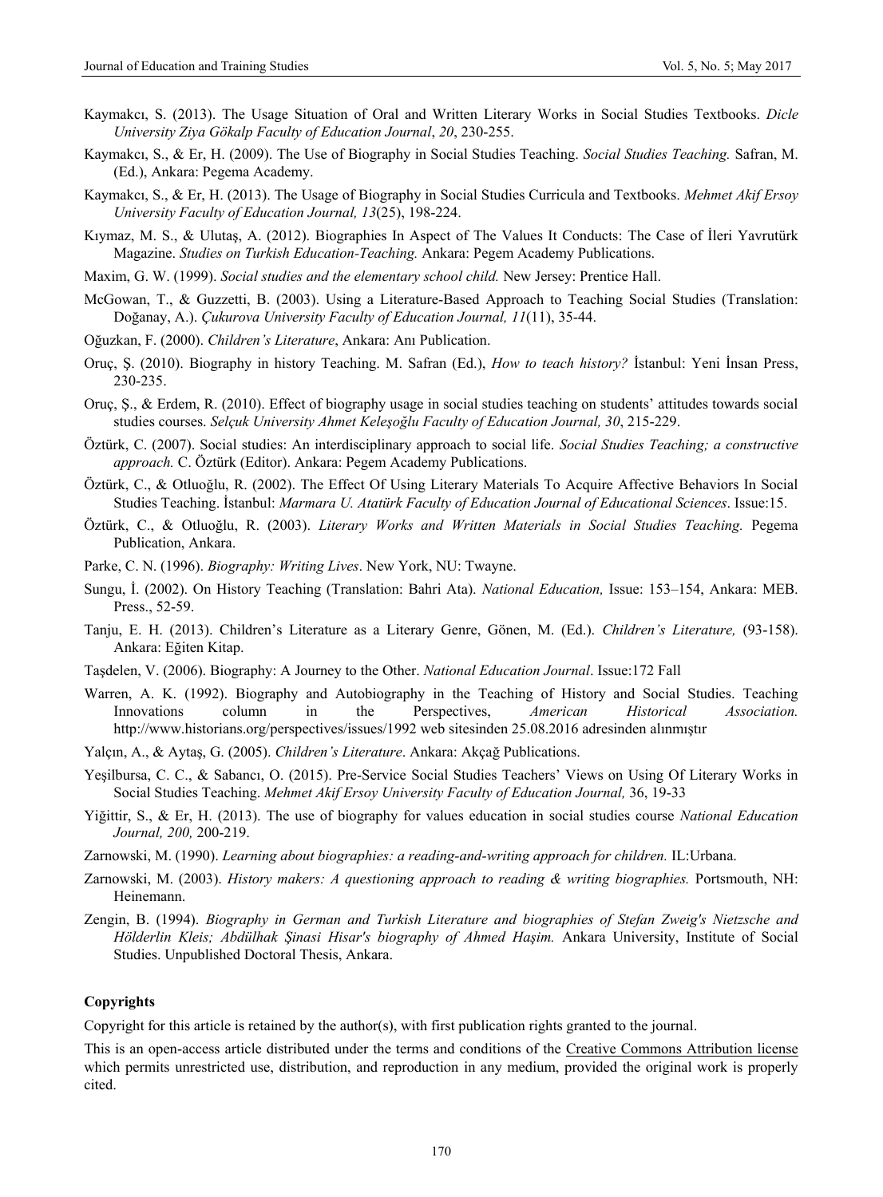Kaymakcı, S. (2013). The Usage Situation of Oral and Written Literary Works in Social Studies Textbooks. *Dicle University Ziya Gökalp Faculty of Education Journal*, *20*, 230-255.

Kaymakcı, S., & Er, H. (2009). The Use of Biography in Social Studies Teaching. *Social Studies Teaching.* Safran, M. (Ed.), Ankara: Pegema Academy.

Kaymakcı, S., & Er, H. (2013). The Usage of Biography in Social Studies Curricula and Textbooks. *Mehmet Akif Ersoy University Faculty of Education Journal, 13*(25), 198-224.

Kıymaz, M. S., & Ulutaş, A. (2012). Biographies In Aspect of The Values It Conducts: The Case of İleri Yavrutürk Magazine. *Studies on Turkish Education-Teaching.* Ankara: Pegem Academy Publications.

Maxim, G. W. (1999). *Social studies and the elementary school child.* New Jersey: Prentice Hall.

McGowan, T., & Guzzetti, B. (2003). Using a Literature-Based Approach to Teaching Social Studies (Translation: Doğanay, A.). *Çukurova University Faculty of Education Journal, 11*(11), 35-44.

Oğuzkan, F. (2000). *Children's Literature*, Ankara: Anı Publication.

Oruç, Ş. (2010). Biography in history Teaching. M. Safran (Ed.), *How to teach history?* İstanbul: Yeni İnsan Press, 230-235.

Oruç, Ş., & Erdem, R. (2010). Effect of biography usage in social studies teaching on students' attitudes towards social studies courses. *Selçuk University Ahmet Keleşoğlu Faculty of Education Journal, 30*, 215-229.

Öztürk, C. (2007). Social studies: An interdisciplinary approach to social life. *Social Studies Teaching; a constructive approach.* C. Öztürk (Editor). Ankara: Pegem Academy Publications.

Öztürk, C., & Otluoğlu, R. (2002). The Effect Of Using Literary Materials To Acquire Affective Behaviors In Social Studies Teaching. İstanbul: *Marmara U. Atatürk Faculty of Education Journal of Educational Sciences*. Issue:15.

Öztürk, C., & Otluoğlu, R. (2003). *Literary Works and Written Materials in Social Studies Teaching.* Pegema Publication, Ankara.

Parke, C. N. (1996). *Biography: Writing Lives*. New York, NU: Twayne.

Sungu, İ. (2002). On History Teaching (Translation: Bahri Ata). *National Education,* Issue: 153–154, Ankara: MEB. Press., 52-59.

Tanju, E. H. (2013). Children's Literature as a Literary Genre, Gönen, M. (Ed.). *Children's Literature,* (93-158). Ankara: Eğiten Kitap.

Taşdelen, V. (2006). Biography: A Journey to the Other. *National Education Journal*. Issue:172 Fall

Warren, A. K. (1992). Biography and Autobiography in the Teaching of History and Social Studies. Teaching Innovations column in the Perspectives, *American Historical Association.* http://www.historians.org/perspectives/issues/1992 web sitesinden 25.08.2016 adresinden alınmıştır

Yalçın, A., & Aytaş, G. (2005). *Children's Literature*. Ankara: Akçağ Publications.

Yeşilbursa, C. C., & Sabancı, O. (2015). Pre-Service Social Studies Teachers' Views on Using Of Literary Works in Social Studies Teaching. *Mehmet Akif Ersoy University Faculty of Education Journal,* 36, 19-33

Yiğittir, S., & Er, H. (2013). The use of biography for values education in social studies course *National Education Journal, 200,* 200-219.

Zarnowski, M. (1990). *Learning about biographies: a reading-and-writing approach for children.* IL:Urbana.

Zarnowski, M. (2003). *History makers: A questioning approach to reading & writing biographies.* Portsmouth, NH: Heinemann.

Zengin, B. (1994). *Biography in German and Turkish Literature and biographies of Stefan Zweig's Nietzsche and Hölderlin Kleis; Abdülhak Şinasi Hisar's biography of Ahmed Haşim.* Ankara University, Institute of Social Studies. Unpublished Doctoral Thesis, Ankara.

**Copyrights**

Copyright for this article is retained by the author(s), with first publication rights granted to the journal.

This is an open-access article distributed under the terms and conditions of the Creative Commons Attribution license which permits unrestricted use, distribution, and reproduction in any medium, provided the original work is properly cited.